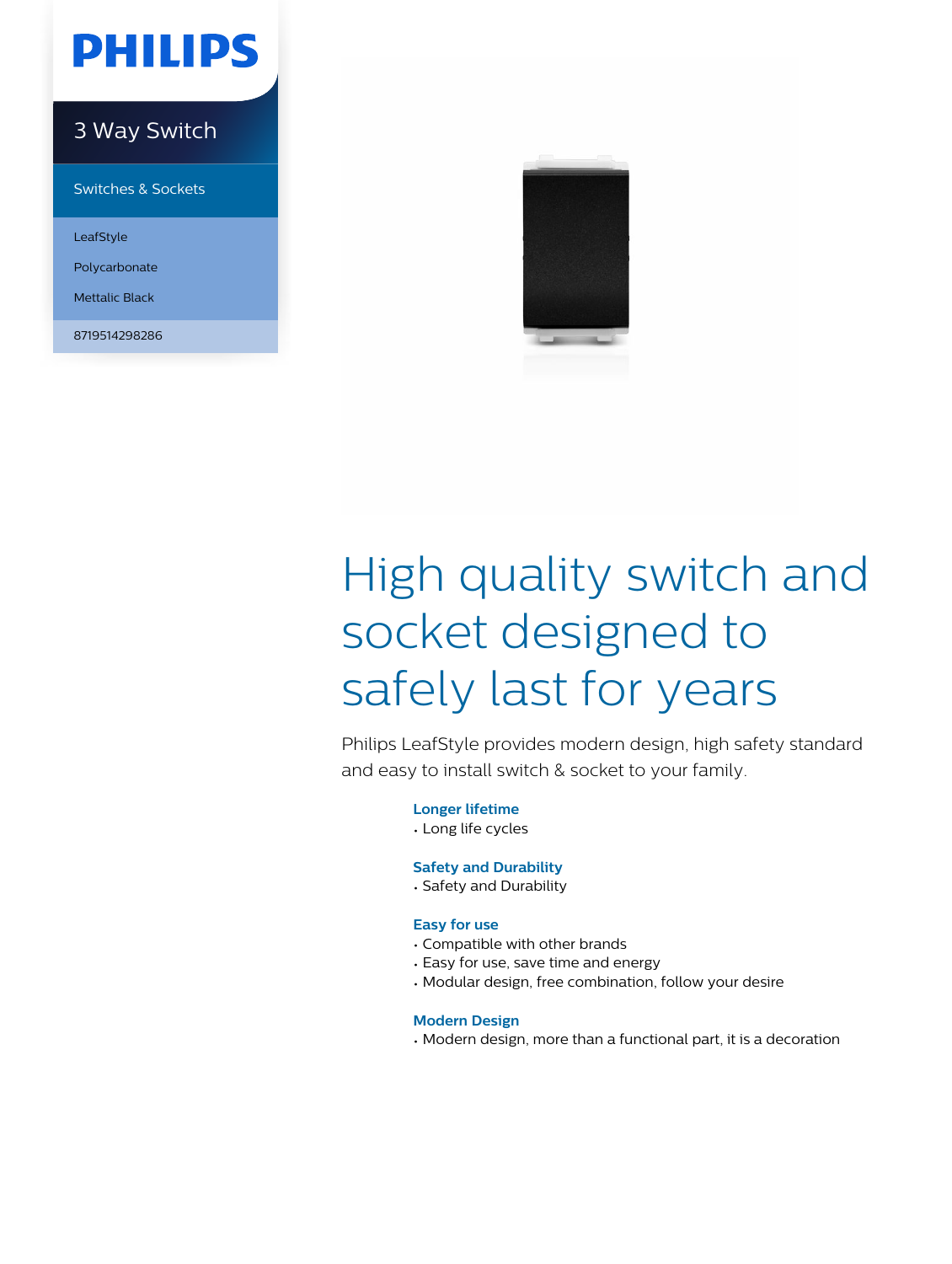PHILIPS

# 3 Way Switch

Switches & Sockets

LeafStyle

Polycarbonate

Mettalic Black

8719514298286

# High quality switch and socket designed to safely last for years

Philips LeafStyle provides modern design, high safety standard and easy to install switch & socket to your family.

### Longer lifetime

- Long life cycles

### Safety and Durability

- Safety and Durability

### Easy for use

- Compatible with other brands
- Easy for use, save time and energy
- Modular design, free combination, follow your desire

### Modern Design

- Modern design, more than a functional part, it is a decoration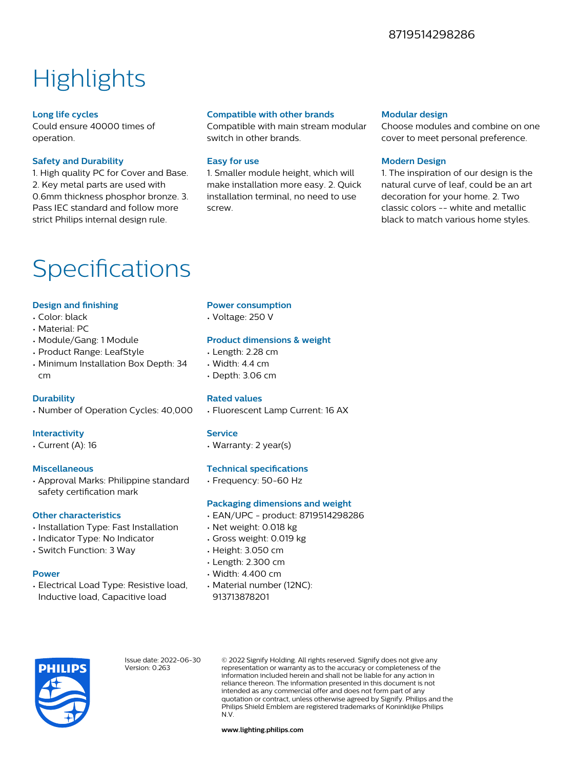8719514298286

# Highlights

### Long life cycles

Could ensure 40000 times of operation.

### Safety and Durability

1. High quality PC for Cover and Base. 2. Key metal parts are used with 0.6mm thickness phosphor bronze. 3. Pass IEC standard and follow more strict Philips internal design rule.

### Compatible with other brands

Compatible with main stream modular switch in other brands.

### Easy for use

1. Smaller module height, which will make installation more easy. 2. Quick installation terminal, no need to use screw.

### Modular design

Choose modules and combine on one cover to meet personal preference.

### Modern Design

1. The inspiration of our design is the natural curve of leaf, could be an art decoration for your home. 2. Two classic colors -- white and metallic black to match various home styles.

# Specifications

### Design and finishing

- Color: black
- Material: PC
- Module/Gang: 1 Module
- Product Range: LeafStyle
- Minimum Installation Box Depth: 34 cm

### Durability

- Number of Operation Cycles: 40,000

### Interactivity

- Current (A): 16

### Miscellaneous

- Approval Marks: Philippine standard safety certification mark

### Other characteristics

- Installation Type: Fast Installation
- Indicator Type: No Indicator
- Switch Function: 3 Way

### Power

- Electrical Load Type: Resistive load, Inductive load, Capacitive load

### Power consumption

- Voltage: 250 V

### Product dimensions & weight

- Length: 2.28 cm
- Width: 4.4 cm
- Depth: 3.06 cm

### Rated values

- Fluorescent Lamp Current: 16 AX

### Service

- Warranty: 2 year(s)

### Technical specifications

- Frequency: 50-60 Hz

### Packaging dimensions and weight

- EAN/UPC - product: 8719514298286
- Net weight: 0.018 kg
- Gross weight: 0.019 kg
- Height: 3.050 cm
- Length: 2.300 cm
- Width: 4.400 cm
- Material number (12NC): 913713878201

Issue date: 2022-06-30
Version: 0.263

© 2022 Signify Holding. All rights reserved. Signify does not give any representation or warranty as to the accuracy or completeness of the information included herein and shall not be liable for any action in reliance thereon. The information presented in this document is not intended as any commercial offer and does not form part of any quotation or contract, unless otherwise agreed by Signify. Philips and the Philips Shield Emblem are registered trademarks of Koninklijke Philips N.V.

**www.lighting.philips.com**